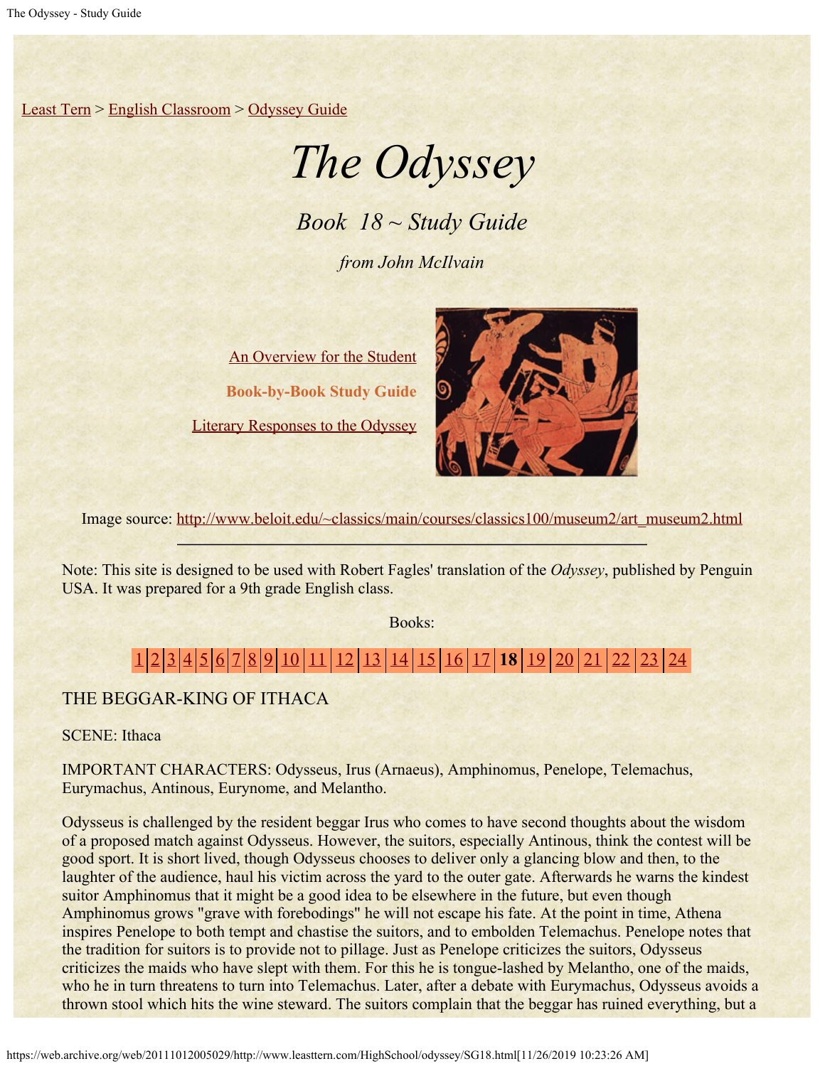Least Tern > English Classroom > Odyssey Guide

# *The Odyssey*

## *Book 18 ~ Study Guide*

*from John McIlvain*

An Overview for the Student

**Book-by-Book Study Guide**

Literary Responses to the Odyssey

Image source: http://www.beloit.edu/~classics/main/courses/classics100/museum2/art_museum2.html

---

Note: This site is designed to be used with Robert Fagles' translation of the *Odyssey*, published by Penguin USA. It was prepared for a 9th grade English class.

Books:

1 | 2 | 3 | 4 | 5 | 6 | 7 | 8 | 9 | 10 | 11 | 12 | 13 | 14 | 15 | 16 | 17 | **18** | 19 | 20 | 21 | 22 | 23 | 24

THE BEGGAR-KING OF ITHACA

SCENE: Ithaca

IMPORTANT CHARACTERS: Odysseus, Irus (Arnaeus), Amphinomus, Penelope, Telemachus, Eurymachus, Antinous, Eurynome, and Melantho.

Odysseus is challenged by the resident beggar Irus who comes to have second thoughts about the wisdom of a proposed match against Odysseus. However, the suitors, especially Antinous, think the contest will be good sport. It is short lived, though Odysseus chooses to deliver only a glancing blow and then, to the laughter of the audience, haul his victim across the yard to the outer gate. Afterwards he warns the kindest suitor Amphinomus that it might be a good idea to be elsewhere in the future, but even though Amphinomus grows "grave with forebodings" he will not escape his fate. At the point in time, Athena inspires Penelope to both tempt and chastise the suitors, and to embolden Telemachus. Penelope notes that the tradition for suitors is to provide not to pillage. Just as Penelope criticizes the suitors, Odysseus criticizes the maids who have slept with them. For this he is tongue-lashed by Melantho, one of the maids, who he in turn threatens to turn into Telemachus. Later, after a debate with Eurymachus, Odysseus avoids a thrown stool which hits the wine steward. The suitors complain that the beggar has ruined everything, but a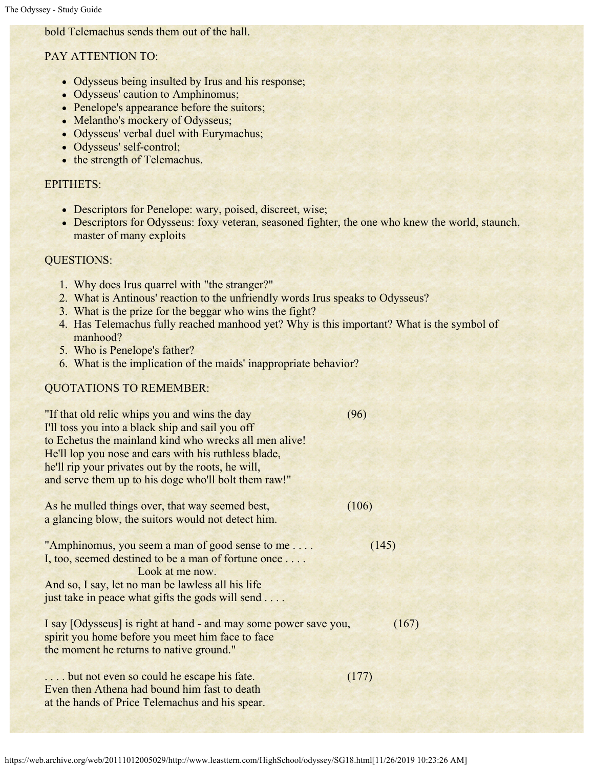bold Telemachus sends them out of the hall.

PAY ATTENTION TO:

- Odysseus being insulted by Irus and his response;
- Odysseus' caution to Amphinomus;
- Penelope's appearance before the suitors;
- Melantho's mockery of Odysseus;
- Odysseus' verbal duel with Eurymachus;
- Odysseus' self-control;
- the strength of Telemachus.

EPITHETS:

- Descriptors for Penelope: wary, poised, discreet, wise;
- Descriptors for Odysseus: foxy veteran, seasoned fighter, the one who knew the world, staunch, master of many exploits

QUESTIONS:

1. Why does Irus quarrel with "the stranger?"
2. What is Antinous' reaction to the unfriendly words Irus speaks to Odysseus?
3. What is the prize for the beggar who wins the fight?
4. Has Telemachus fully reached manhood yet? Why is this important? What is the symbol of manhood?
5. Who is Penelope's father?
6. What is the implication of the maids' inappropriate behavior?

QUOTATIONS TO REMEMBER:

"If that old relic whips you and wins the day (96)  
I'll toss you into a black ship and sail you off  
to Echetus the mainland kind who wrecks all men alive!  
He'll lop you nose and ears with his ruthless blade,  
he'll rip your privates out by the roots, he will,  
and serve them up to his doge who'll bolt them raw!"

As he mulled things over, that way seemed best, (106)  
a glancing blow, the suitors would not detect him.

"Amphinomus, you seem a man of good sense to me . . . . (145)  
I, too, seemed destined to be a man of fortune once . . . .  
Look at me now.  
And so, I say, let no man be lawless all his life  
just take in peace what gifts the gods will send . . . .

I say [Odysseus] is right at hand - and may some power save you, (167)  
spirit you home before you meet him face to face  
the moment he returns to native ground."

. . . . but not even so could he escape his fate. (177)  
Even then Athena had bound him fast to death  
at the hands of Price Telemachus and his spear.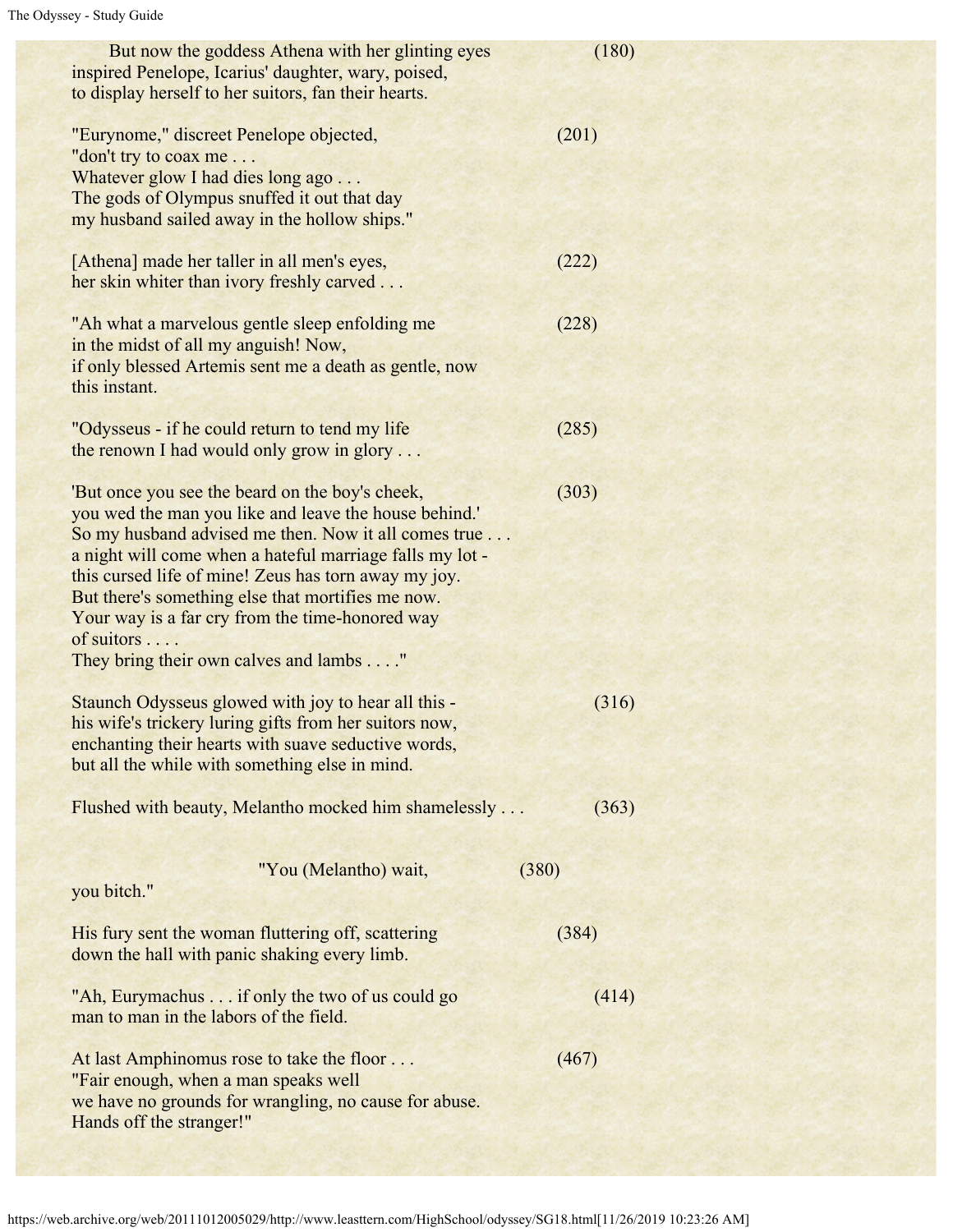But now the goddess Athena with her glinting eyes (180)
inspired Penelope, Icarius' daughter, wary, poised,
to display herself to her suitors, fan their hearts.

"Eurynome," discreet Penelope objected, (201)
"don't try to coax me . . .
Whatever glow I had dies long ago . . .
The gods of Olympus snuffed it out that day
my husband sailed away in the hollow ships."

[Athena] made her taller in all men's eyes, (222)
her skin whiter than ivory freshly carved . . .

"Ah what a marvelous gentle sleep enfolding me (228)
in the midst of all my anguish! Now,
if only blessed Artemis sent me a death as gentle, now
this instant.

"Odysseus - if he could return to tend my life (285)
the renown I had would only grow in glory . . .

'But once you see the beard on the boy's cheek, (303)
you wed the man you like and leave the house behind.'
So my husband advised me then. Now it all comes true . . .
a night will come when a hateful marriage falls my lot -
this cursed life of mine! Zeus has torn away my joy.
But there's something else that mortifies me now.
Your way is a far cry from the time-honored way
of suitors . . . .
They bring their own calves and lambs . . . ."

Staunch Odysseus glowed with joy to hear all this - (316)
his wife's trickery luring gifts from her suitors now,
enchanting their hearts with suave seductive words,
but all the while with something else in mind.

Flushed with beauty, Melantho mocked him shamelessly . . . (363)

"You (Melantho) wait, (380)
you bitch."

His fury sent the woman fluttering off, scattering (384)
down the hall with panic shaking every limb.

"Ah, Eurymachus . . . if only the two of us could go (414)
man to man in the labors of the field.

At last Amphinomus rose to take the floor . . . (467)
"Fair enough, when a man speaks well
we have no grounds for wrangling, no cause for abuse.
Hands off the stranger!"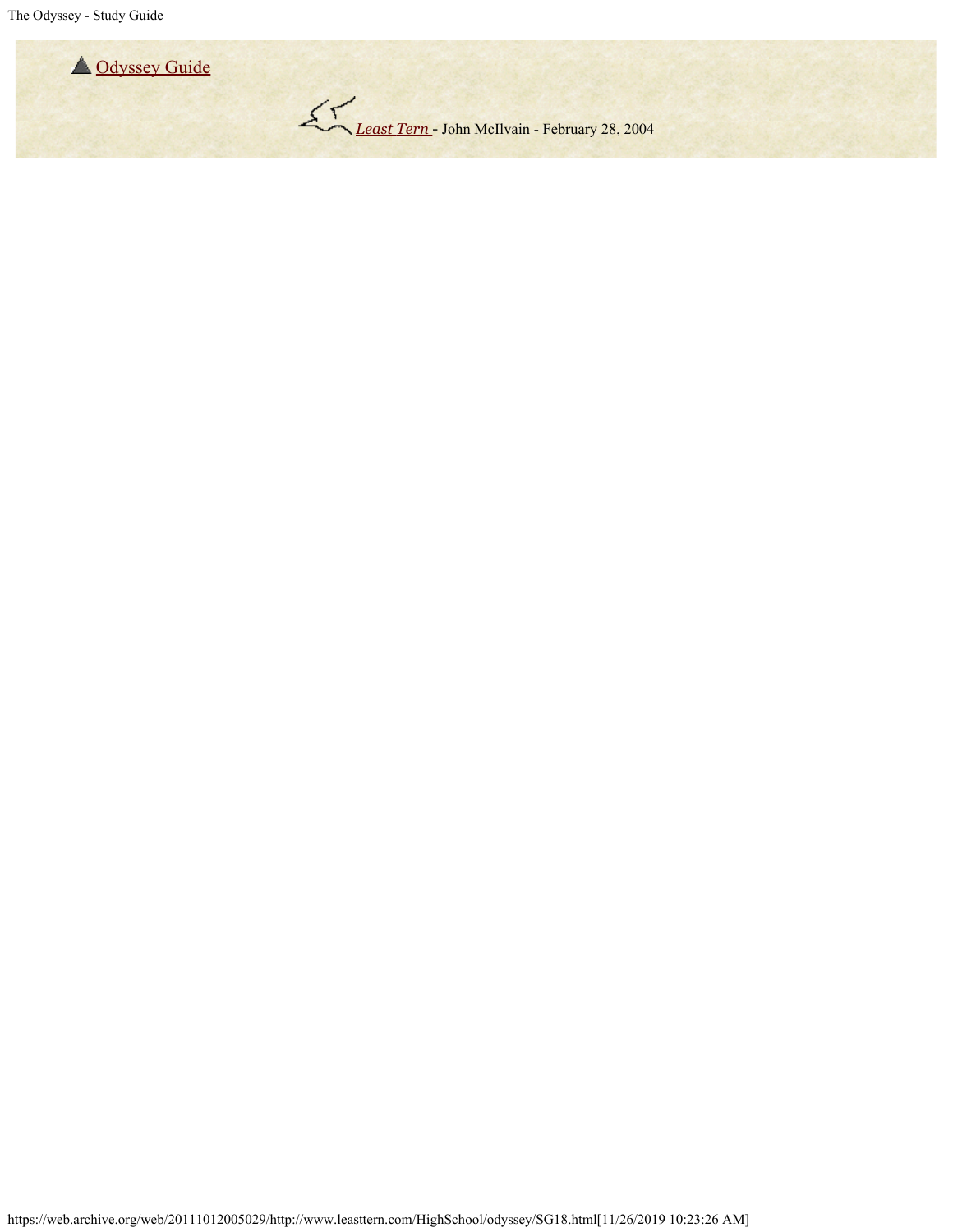▲ Odyssey Guide

*Least Tern* - John McIlvain - February 28, 2004